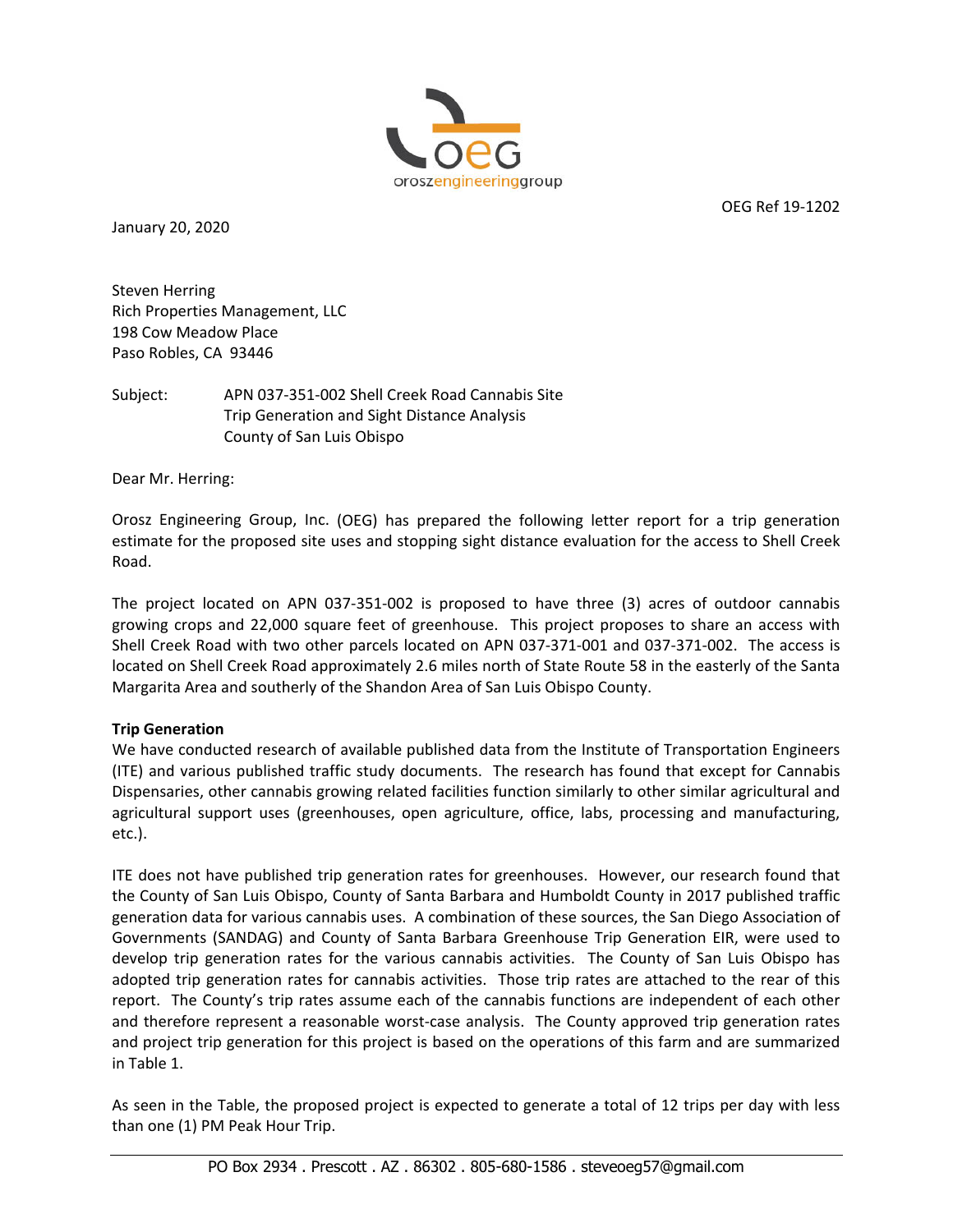oroszengineeringgroup

OEG Ref 19-1202

January 20, 2020

Steven Herring
Rich Properties Management, LLC
198 Cow Meadow Place
Paso Robles, CA 93446

Subject: APN 037-351-002 Shell Creek Road Cannabis Site
Trip Generation and Sight Distance Analysis
County of San Luis Obispo

Dear Mr. Herring:

Orosz Engineering Group, Inc. (OEG) has prepared the following letter report for a trip generation estimate for the proposed site uses and stopping sight distance evaluation for the access to Shell Creek Road.

The project located on APN 037-351-002 is proposed to have three (3) acres of outdoor cannabis growing crops and 22,000 square feet of greenhouse. This project proposes to share an access with Shell Creek Road with two other parcels located on APN 037-371-001 and 037-371-002. The access is located on Shell Creek Road approximately 2.6 miles north of State Route 58 in the easterly of the Santa Margarita Area and southerly of the Shandon Area of San Luis Obispo County.

**Trip Generation**

We have conducted research of available published data from the Institute of Transportation Engineers (ITE) and various published traffic study documents. The research has found that except for Cannabis Dispensaries, other cannabis growing related facilities function similarly to other similar agricultural and agricultural support uses (greenhouses, open agriculture, office, labs, processing and manufacturing, etc.).

ITE does not have published trip generation rates for greenhouses. However, our research found that the County of San Luis Obispo, County of Santa Barbara and Humboldt County in 2017 published traffic generation data for various cannabis uses. A combination of these sources, the San Diego Association of Governments (SANDAG) and County of Santa Barbara Greenhouse Trip Generation EIR, were used to develop trip generation rates for the various cannabis activities. The County of San Luis Obispo has adopted trip generation rates for cannabis activities. Those trip rates are attached to the rear of this report. The County's trip rates assume each of the cannabis functions are independent of each other and therefore represent a reasonable worst-case analysis. The County approved trip generation rates and project trip generation for this project is based on the operations of this farm and are summarized in Table 1.

As seen in the Table, the proposed project is expected to generate a total of 12 trips per day with less than one (1) PM Peak Hour Trip.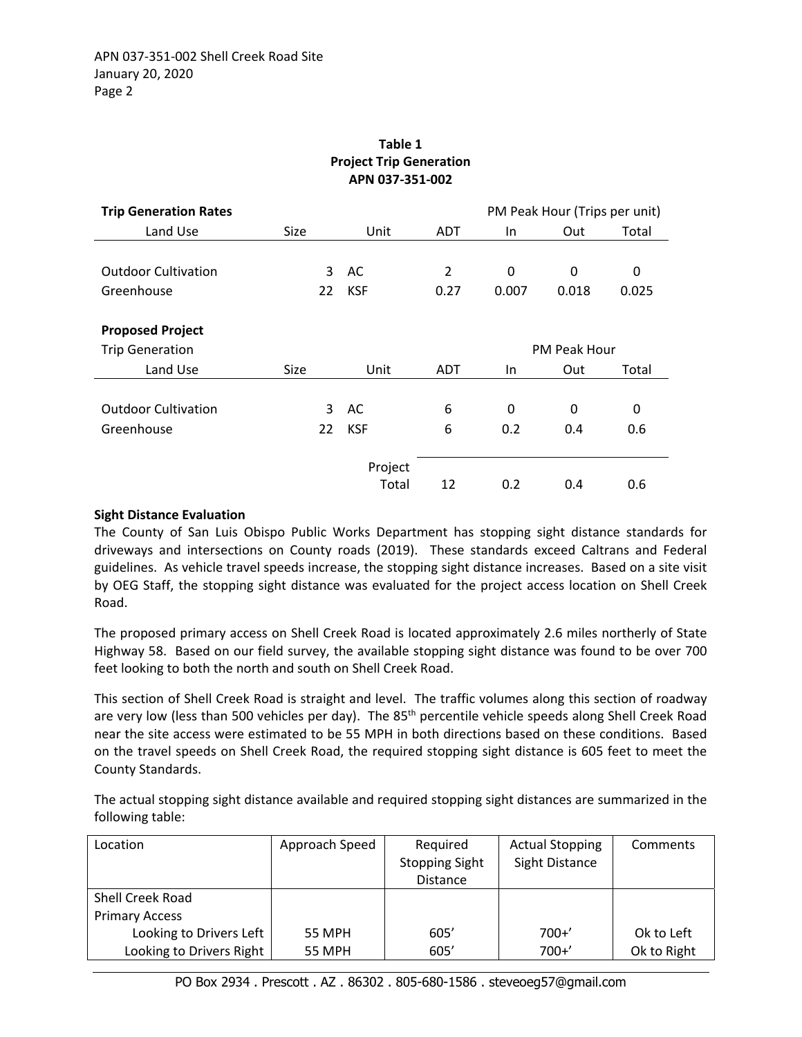**Table 1**
**Project Trip Generation**
**APN 037-351-002**

| **Trip Generation Rates** | | | | PM Peak Hour (Trips per unit) | | |
|---|---|---|---|---|---|---|
| Land Use | Size | Unit | ADT | In | Out | Total |
| Outdoor Cultivation | 3 | AC | 2 | 0 | 0 | 0 |
| Greenhouse | 22 | KSF | 0.27 | 0.007 | 0.018 | 0.025 |

| **Proposed Project** Trip Generation | | | | PM Peak Hour | | |
|---|---|---|---|---|---|---|
| Land Use | Size | Unit | ADT | In | Out | Total |
| Outdoor Cultivation | 3 | AC | 6 | 0 | 0 | 0 |
| Greenhouse | 22 | KSF | 6 | 0.2 | 0.4 | 0.6 |
| | | Project Total | 12 | 0.2 | 0.4 | 0.6 |

**Sight Distance Evaluation**

The County of San Luis Obispo Public Works Department has stopping sight distance standards for driveways and intersections on County roads (2019). These standards exceed Caltrans and Federal guidelines. As vehicle travel speeds increase, the stopping sight distance increases. Based on a site visit by OEG Staff, the stopping sight distance was evaluated for the project access location on Shell Creek Road.

The proposed primary access on Shell Creek Road is located approximately 2.6 miles northerly of State Highway 58. Based on our field survey, the available stopping sight distance was found to be over 700 feet looking to both the north and south on Shell Creek Road.

This section of Shell Creek Road is straight and level. The traffic volumes along this section of roadway are very low (less than 500 vehicles per day). The 85th percentile vehicle speeds along Shell Creek Road near the site access were estimated to be 55 MPH in both directions based on these conditions. Based on the travel speeds on Shell Creek Road, the required stopping sight distance is 605 feet to meet the County Standards.

The actual stopping sight distance available and required stopping sight distances are summarized in the following table:

| Location | Approach Speed | Required Stopping Sight Distance | Actual Stopping Sight Distance | Comments |
|---|---|---|---|---|
| Shell Creek Road Primary Access | | | | |
| Looking to Drivers Left | 55 MPH | 605' | 700+' | Ok to Left |
| Looking to Drivers Right | 55 MPH | 605' | 700+' | Ok to Right |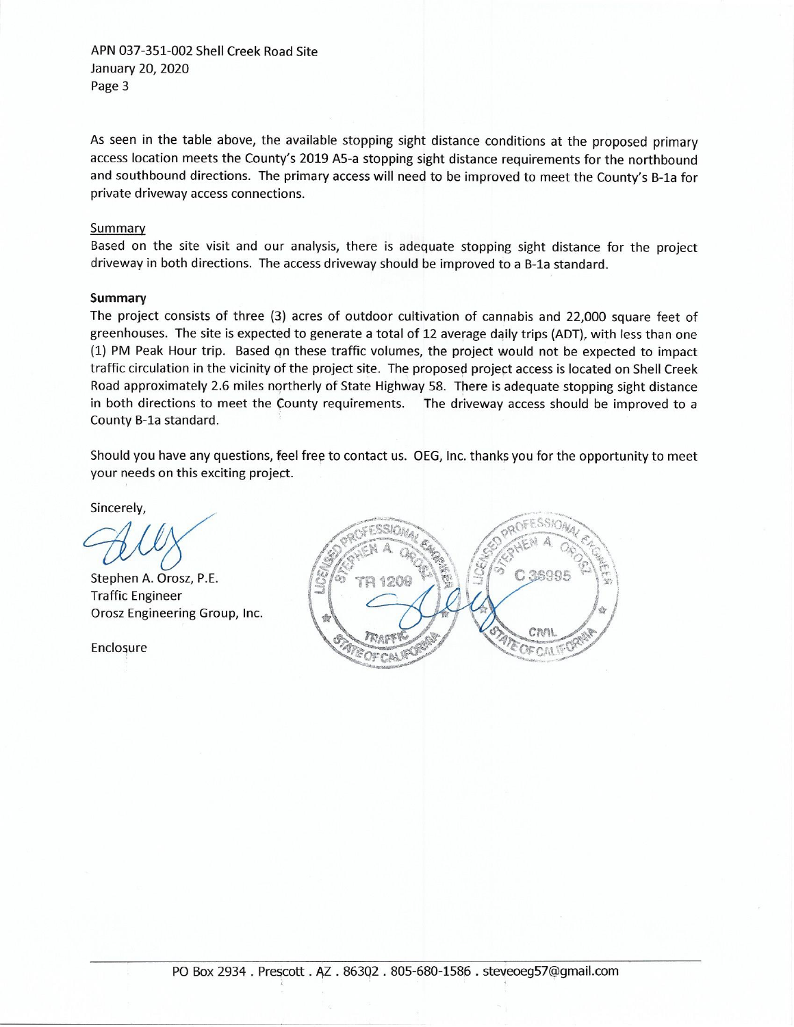As seen in the table above, the available stopping sight distance conditions at the proposed primary access location meets the County's 2019 A5-a stopping sight distance requirements for the northbound and southbound directions. The primary access will need to be improved to meet the County's B-1a for private driveway access connections.

Summary

Based on the site visit and our analysis, there is adequate stopping sight distance for the project driveway in both directions. The access driveway should be improved to a B-1a standard.

**Summary**

The project consists of three (3) acres of outdoor cultivation of cannabis and 22,000 square feet of greenhouses. The site is expected to generate a total of 12 average daily trips (ADT), with less than one (1) PM Peak Hour trip. Based on these traffic volumes, the project would not be expected to impact traffic circulation in the vicinity of the project site. The proposed project access is located on Shell Creek Road approximately 2.6 miles northerly of State Highway 58. There is adequate stopping sight distance in both directions to meet the County requirements. The driveway access should be improved to a County B-1a standard.

Should you have any questions, feel free to contact us. OEG, Inc. thanks you for the opportunity to meet your needs on this exciting project.

Sincerely,

Stephen A. Orosz, P.E.
Traffic Engineer
Orosz Engineering Group, Inc.

Enclosure

LICENSED PROFESSIONAL ENGINEER STEPHEN A. OROSZ TR 1209 TRAFFIC STATE OF CALIFORNIA

LICENSED PROFESSIONAL ENGINEER STEPHEN A. OROSZ C 36995 CIVIL STATE OF CALIFORNIA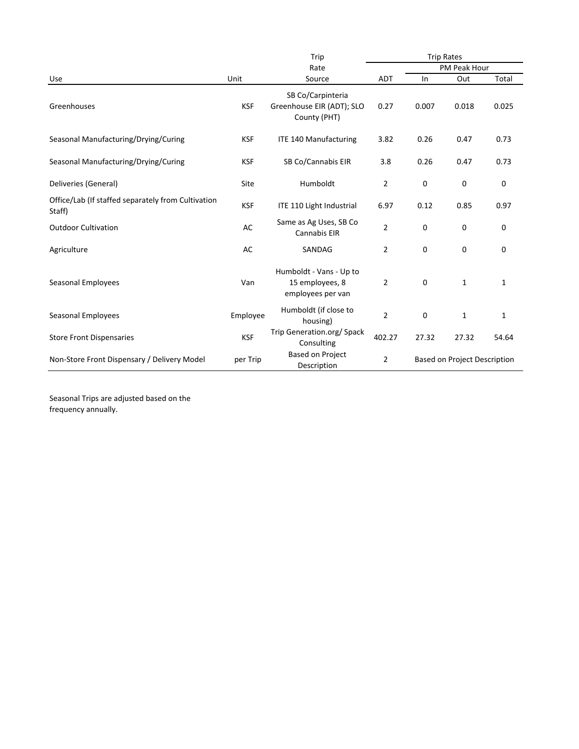| Use | Unit | Trip Rate Source | Trip Rates | | | |
|---|---|---|---|---|---|---|
| | | | ADT | PM Peak Hour | | |
| | | | | In | Out | Total |
| Greenhouses | KSF | SB Co/Carpinteria Greenhouse EIR (ADT); SLO County (PHT) | 0.27 | 0.007 | 0.018 | 0.025 |
| Seasonal Manufacturing/Drying/Curing | KSF | ITE 140 Manufacturing | 3.82 | 0.26 | 0.47 | 0.73 |
| Seasonal Manufacturing/Drying/Curing | KSF | SB Co/Cannabis EIR | 3.8 | 0.26 | 0.47 | 0.73 |
| Deliveries (General) | Site | Humboldt | 2 | 0 | 0 | 0 |
| Office/Lab (If staffed separately from Cultivation Staff) | KSF | ITE 110 Light Industrial | 6.97 | 0.12 | 0.85 | 0.97 |
| Outdoor Cultivation | AC | Same as Ag Uses, SB Co Cannabis EIR | 2 | 0 | 0 | 0 |
| Agriculture | AC | SANDAG | 2 | 0 | 0 | 0 |
| Seasonal Employees | Van | Humboldt - Vans - Up to 15 employees, 8 employees per van | 2 | 0 | 1 | 1 |
| Seasonal Employees | Employee | Humboldt (if close to housing) | 2 | 0 | 1 | 1 |
| Store Front Dispensaries | KSF | Trip Generation.org/ Spack Consulting | 402.27 | 27.32 | 27.32 | 54.64 |
| Non-Store Front Dispensary / Delivery Model | per Trip | Based on Project Description | 2 | Based on Project Description | | |

Seasonal Trips are adjusted based on the frequency annually.